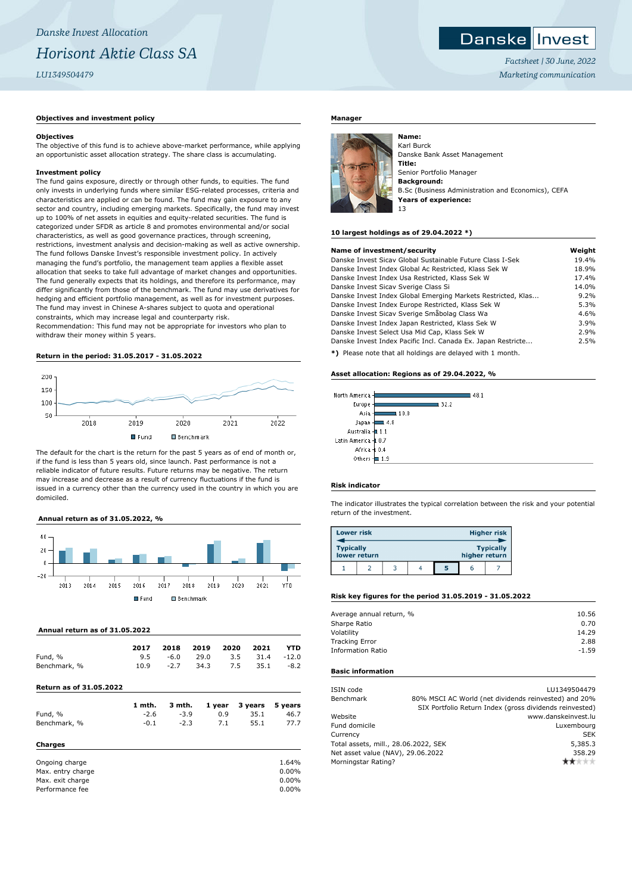*Danske Invest Allocation*

# *Horisont Aktie Class SA*

*LU1349504479*

Danske Invest

*Factsheet | 30 June, 2022*

*Marketing communication*

## Objectives and investment policy

### Objectives

The objective of this fund is to achieve above-market performance, while applying an opportunistic asset allocation strategy. The share class is accumulating.

### Investment policy

The fund gains exposure, directly or through other funds, to equities. The fund only invests in underlying funds where similar ESG-related processes, criteria and characteristics are applied or can be found. The fund may gain exposure to any sector and country, including emerging markets. Specifically, the fund may invest up to 100% of net assets in equities and equity-related securities. The fund is categorized under SFDR as article 8 and promotes environmental and/or social characteristics, as well as good governance practices, through screening, restrictions, investment analysis and decision-making as well as active ownership. The fund follows Danske Invest's responsible investment policy. In actively managing the fund's portfolio, the management team applies a flexible asset allocation that seeks to take full advantage of market changes and opportunities. The fund generally expects that its holdings, and therefore its performance, may differ significantly from those of the benchmark. The fund may use derivatives for hedging and efficient portfolio management, as well as for investment purposes. The fund may invest in Chinese A-shares subject to quota and operational constraints, which may increase legal and counterparty risk.
Recommendation: This fund may not be appropriate for investors who plan to withdraw their money within 5 years.

## Return in the period: 31.05.2017 - 31.05.2022

The default for the chart is the return for the past 5 years as of end of month or, if the fund is less than 5 years old, since launch. Past performance is not a reliable indicator of future results. Future returns may be negative. The return may increase and decrease as a result of currency fluctuations if the fund is issued in a currency other than the currency used in the country in which you are domiciled.

## Annual return as of 31.05.2022, %

## Annual return as of 31.05.2022

| | 2017 | 2018 | 2019 | 2020 | 2021 | YTD |
|---|---|---|---|---|---|---|
| Fund, % | 9.5 | -6.0 | 29.0 | 3.5 | 31.4 | -12.0 |
| Benchmark, % | 10.9 | -2.7 | 34.3 | 7.5 | 35.1 | -8.2 |

## Return as of 31.05.2022

| | 1 mth. | 3 mth. | 1 year | 3 years | 5 years |
|---|---|---|---|---|---|
| Fund, % | -2.6 | -3.9 | 0.9 | 35.1 | 46.7 |
| Benchmark, % | -0.1 | -2.3 | 7.1 | 55.1 | 77.7 |

## Charges

| | |
|---|---|
| Ongoing charge | 1.64% |
| Max. entry charge | 0.00% |
| Max. exit charge | 0.00% |
| Performance fee | 0.00% |

## Manager

**Name:**
Karl Burck
Danske Bank Asset Management
**Title:**
Senior Portfolio Manager
**Background:**
B.Sc (Business Administration and Economics), CEFA
**Years of experience:**
13

## 10 largest holdings as of 29.04.2022 *)

| Name of investment/security | Weight |
|---|---|
| Danske Invest Sicav Global Sustainable Future Class I-Sek | 19.4% |
| Danske Invest Index Global Ac Restricted, Klass Sek W | 18.9% |
| Danske Invest Index Usa Restricted, Klass Sek W | 17.4% |
| Danske Invest Sicav Sverige Class Si | 14.0% |
| Danske Invest Index Global Emerging Markets Restricted, Klas... | 9.2% |
| Danske Invest Index Europe Restricted, Klass Sek W | 5.3% |
| Danske Invest Sicav Sverige Småbolag Class Wa | 4.6% |
| Danske Invest Index Japan Restricted, Klass Sek W | 3.9% |
| Danske Invest Select Usa Mid Cap, Klass Sek W | 2.9% |
| Danske Invest Index Pacific Incl. Canada Ex. Japan Restricte... | 2.5% |

**\*)** Please note that all holdings are delayed with 1 month.

## Asset allocation: Regions as of 29.04.2022, %

| Region | % |
|---|---|
| North America | 48.1 |
| Europe | 32.2 |
| Asia | 10.8 |
| Japan | 4.8 |
| Australia | 1.1 |
| Latin America | 0.7 |
| Africa | 0.4 |
| Others | 1.9 |

## Risk indicator

The indicator illustrates the typical correlation between the risk and your potential return of the investment.

| Lower risk | | | | | | Higher risk |
|---|---|---|---|---|---|---|
| Typically lower return | | | | | | Typically higher return |
| 1 | 2 | 3 | 4 | **5** | 6 | 7 |

## Risk key figures for the period 31.05.2019 - 31.05.2022

| | |
|---|---|
| Average annual return, % | 10.56 |
| Sharpe Ratio | 0.70 |
| Volatility | 14.29 |
| Tracking Error | 2.88 |
| Information Ratio | -1.59 |

## Basic information

| | |
|---|---|
| ISIN code | LU1349504479 |
| Benchmark | 80% MSCI AC World (net dividends reinvested) and 20% SIX Portfolio Return Index (gross dividends reinvested) |
| Website | www.danskeinvest.lu |
| Fund domicile | Luxembourg |
| Currency | SEK |
| Total assets, mill., 28.06.2022, SEK | 5,385.3 |
| Net asset value (NAV), 29.06.2022 | 358.29 |
| Morningstar Rating? | ★★ |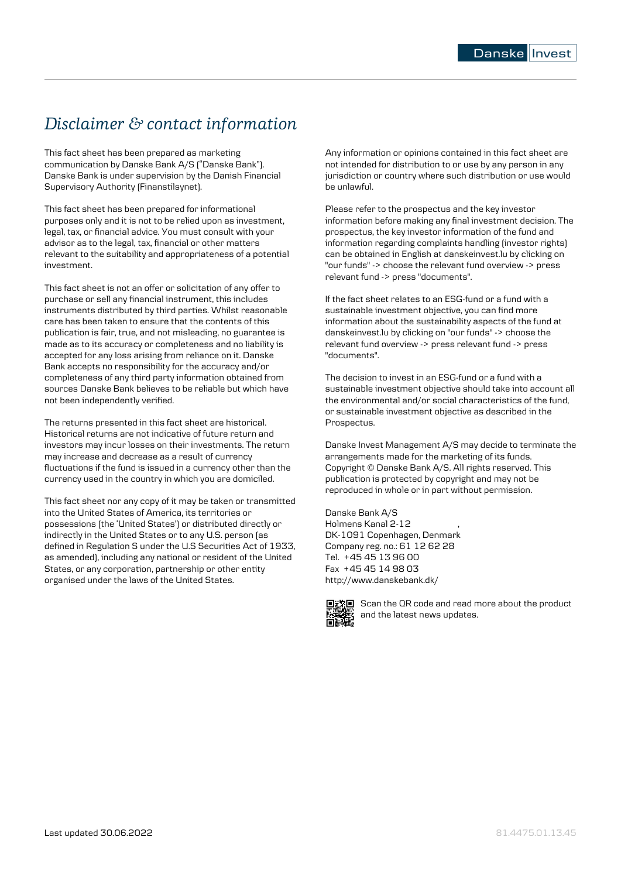# *Disclaimer & contact information*

This fact sheet has been prepared as marketing communication by Danske Bank A/S ("Danske Bank"). Danske Bank is under supervision by the Danish Financial Supervisory Authority (Finanstilsynet).

This fact sheet has been prepared for informational purposes only and it is not to be relied upon as investment, legal, tax, or financial advice. You must consult with your advisor as to the legal, tax, financial or other matters relevant to the suitability and appropriateness of a potential investment.

This fact sheet is not an offer or solicitation of any offer to purchase or sell any financial instrument, this includes instruments distributed by third parties. Whilst reasonable care has been taken to ensure that the contents of this publication is fair, true, and not misleading, no guarantee is made as to its accuracy or completeness and no liability is accepted for any loss arising from reliance on it. Danske Bank accepts no responsibility for the accuracy and/or completeness of any third party information obtained from sources Danske Bank believes to be reliable but which have not been independently verified.

The returns presented in this fact sheet are historical. Historical returns are not indicative of future return and investors may incur losses on their investments. The return may increase and decrease as a result of currency fluctuations if the fund is issued in a currency other than the currency used in the country in which you are domiciled.

This fact sheet nor any copy of it may be taken or transmitted into the United States of America, its territories or possessions (the 'United States') or distributed directly or indirectly in the United States or to any U.S. person (as defined in Regulation S under the U.S Securities Act of 1933, as amended), including any national or resident of the United States, or any corporation, partnership or other entity organised under the laws of the United States.

Any information or opinions contained in this fact sheet are not intended for distribution to or use by any person in any jurisdiction or country where such distribution or use would be unlawful.

Please refer to the prospectus and the key investor information before making any final investment decision. The prospectus, the key investor information of the fund and information regarding complaints handling (investor rights) can be obtained in English at danskeinvest.lu by clicking on "our funds" -> choose the relevant fund overview -> press relevant fund -> press "documents".

If the fact sheet relates to an ESG-fund or a fund with a sustainable investment objective, you can find more information about the sustainability aspects of the fund at danskeinvest.lu by clicking on "our funds" -> choose the relevant fund overview -> press relevant fund -> press "documents".

The decision to invest in an ESG-fund or a fund with a sustainable investment objective should take into account all the environmental and/or social characteristics of the fund, or sustainable investment objective as described in the Prospectus.

Danske Invest Management A/S may decide to terminate the arrangements made for the marketing of its funds. Copyright © Danske Bank A/S. All rights reserved. This publication is protected by copyright and may not be reproduced in whole or in part without permission.

Danske Bank A/S
Holmens Kanal 2-12
DK-1091 Copenhagen, Denmark
Company reg. no.: 61 12 62 28
Tel. +45 45 13 96 00
Fax +45 45 14 98 03
http://www.danskebank.dk/

Scan the QR code and read more about the product and the latest news updates.

Last updated 30.06.2022

81.4475.01.13.45